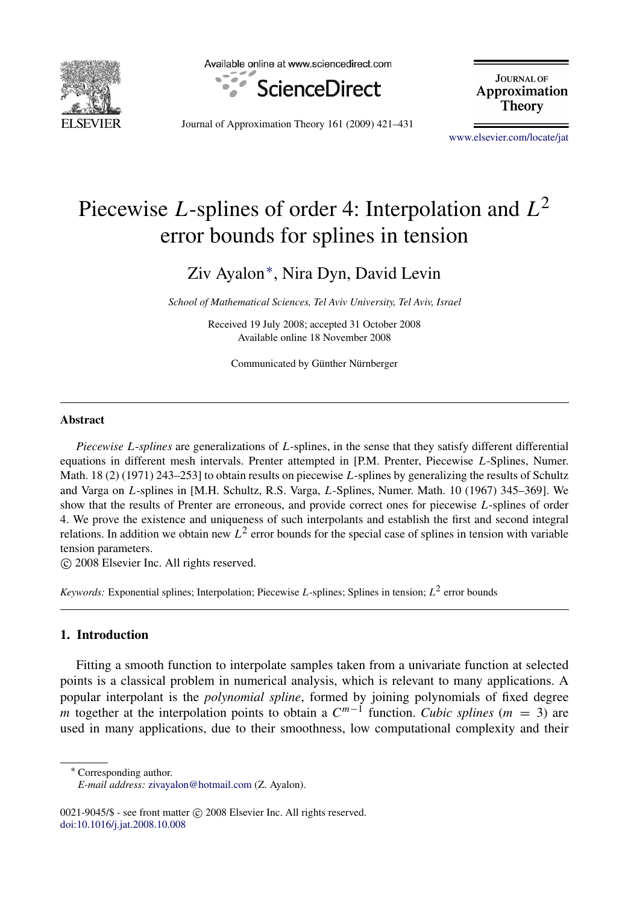# Piecewise $L$-splines of order 4: Interpolation and $L^2$ error bounds for splines in tension

Ziv Ayalon*, Nira Dyn, David Levin

*School of Mathematical Sciences, Tel Aviv University, Tel Aviv, Israel*

Received 19 July 2008; accepted 31 October 2008
Available online 18 November 2008

Communicated by Günther Nürnberger

## Abstract

*Piecewise $L$-splines* are generalizations of $L$-splines, in the sense that they satisfy different differential equations in different mesh intervals. Prenter attempted in [P.M. Prenter, Piecewise $L$-Splines, Numer. Math. 18 (2) (1971) 243–253] to obtain results on piecewise $L$-splines by generalizing the results of Schultz and Varga on $L$-splines in [M.H. Schultz, R.S. Varga, $L$-Splines, Numer. Math. 10 (1967) 345–369]. We show that the results of Prenter are erroneous, and provide correct ones for piecewise $L$-splines of order 4. We prove the existence and uniqueness of such interpolants and establish the first and second integral relations. In addition we obtain new $L^2$ error bounds for the special case of splines in tension with variable tension parameters.

© 2008 Elsevier Inc. All rights reserved.

*Keywords:* Exponential splines; Interpolation; Piecewise $L$-splines; Splines in tension; $L^2$ error bounds

## 1. Introduction

Fitting a smooth function to interpolate samples taken from a univariate function at selected points is a classical problem in numerical analysis, which is relevant to many applications. A popular interpolant is the *polynomial spline*, formed by joining polynomials of fixed degree $m$ together at the interpolation points to obtain a $C^{m-1}$ function. *Cubic splines* ($m = 3$) are used in many applications, due to their smoothness, low computational complexity and their

* Corresponding author.
*E-mail address:* zivayalon@hotmail.com (Z. Ayalon).

0021-9045/$ - see front matter © 2008 Elsevier Inc. All rights reserved.
doi:10.1016/j.jat.2008.10.008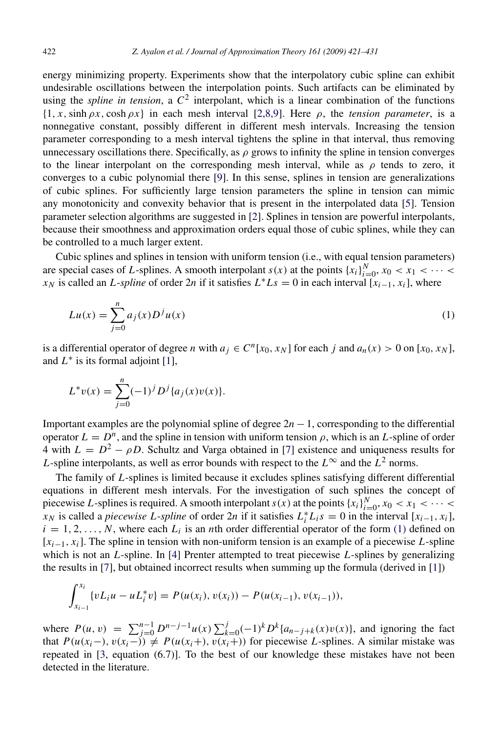energy minimizing property. Experiments show that the interpolatory cubic spline can exhibit undesirable oscillations between the interpolation points. Such artifacts can be eliminated by using the *spline in tension*, a $C^2$ interpolant, which is a linear combination of the functions $\{1, x, \sinh \rho x, \cosh \rho x\}$ in each mesh interval [2,8,9]. Here $\rho$, the *tension parameter*, is a nonnegative constant, possibly different in different mesh intervals. Increasing the tension parameter corresponding to a mesh interval tightens the spline in that interval, thus removing unnecessary oscillations there. Specifically, as $\rho$ grows to infinity the spline in tension converges to the linear interpolant on the corresponding mesh interval, while as $\rho$ tends to zero, it converges to a cubic polynomial there [9]. In this sense, splines in tension are generalizations of cubic splines. For sufficiently large tension parameters the spline in tension can mimic any monotonicity and convexity behavior that is present in the interpolated data [5]. Tension parameter selection algorithms are suggested in [2]. Splines in tension are powerful interpolants, because their smoothness and approximation orders equal those of cubic splines, while they can be controlled to a much larger extent.

Cubic splines and splines in tension with uniform tension (i.e., with equal tension parameters) are special cases of $L$-splines. A smooth interpolant $s(x)$ at the points $\{x_i\}_{i=0}^N$, $x_0 < x_1 < \cdots < x_N$ is called an *$L$-spline* of order $2n$ if it satisfies $L^*Ls = 0$ in each interval $[x_{i-1}, x_i]$, where

$$Lu(x) = \sum_{j=0}^{n} a_j(x) D^j u(x) \tag{1}$$

is a differential operator of degree $n$ with $a_j \in C^n[x_0, x_N]$ for each $j$ and $a_n(x) > 0$ on $[x_0, x_N]$, and $L^*$ is its formal adjoint [1],

$$L^*v(x) = \sum_{j=0}^{n} (-1)^j D^j \{a_j(x) v(x)\}.$$

Important examples are the polynomial spline of degree $2n - 1$, corresponding to the differential operator $L = D^n$, and the spline in tension with uniform tension $\rho$, which is an $L$-spline of order 4 with $L = D^2 - \rho D$. Schultz and Varga obtained in [7] existence and uniqueness results for $L$-spline interpolants, as well as error bounds with respect to the $L^\infty$ and the $L^2$ norms.

The family of $L$-splines is limited because it excludes splines satisfying different differential equations in different mesh intervals. For the investigation of such splines the concept of piecewise $L$-splines is required. A smooth interpolant $s(x)$ at the points $\{x_i\}_{i=0}^N$, $x_0 < x_1 < \cdots < x_N$ is called a *piecewise $L$-spline* of order $2n$ if it satisfies $L_i^* L_i s = 0$ in the interval $[x_{i-1}, x_i]$, $i = 1, 2, \ldots, N$, where each $L_i$ is an $n$th order differential operator of the form (1) defined on $[x_{i-1}, x_i]$. The spline in tension with non-uniform tension is an example of a piecewise $L$-spline which is not an $L$-spline. In [4] Prenter attempted to treat piecewise $L$-splines by generalizing the results in [7], but obtained incorrect results when summing up the formula (derived in [1])

$$\int_{x_{i-1}}^{x_i} \{v L_i u - u L_i^* v\} = P(u(x_i), v(x_i)) - P(u(x_{i-1}), v(x_{i-1})),$$

where $P(u, v) = \sum_{j=0}^{n-1} D^{n-j-1} u(x) \sum_{k=0}^{j} (-1)^k D^k \{a_{n-j+k}(x) v(x)\}$, and ignoring the fact that $P(u(x_i-), v(x_i-)) \neq P(u(x_i+), v(x_i+))$ for piecewise $L$-splines. A similar mistake was repeated in [3, equation (6.7)]. To the best of our knowledge these mistakes have not been detected in the literature.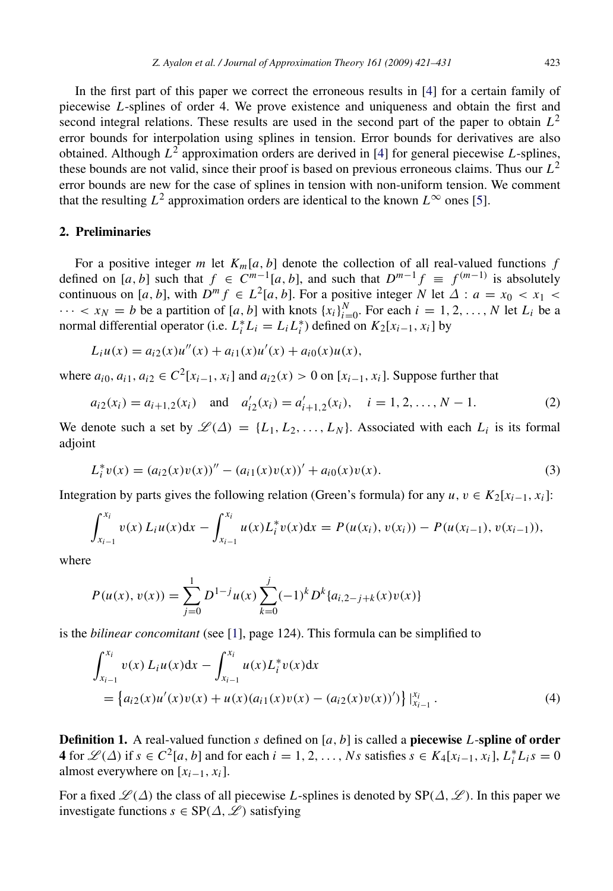In the first part of this paper we correct the erroneous results in [4] for a certain family of piecewise $L$-splines of order 4. We prove existence and uniqueness and obtain the first and second integral relations. These results are used in the second part of the paper to obtain $L^2$ error bounds for interpolation using splines in tension. Error bounds for derivatives are also obtained. Although $L^2$ approximation orders are derived in [4] for general piecewise $L$-splines, these bounds are not valid, since their proof is based on previous erroneous claims. Thus our $L^2$ error bounds are new for the case of splines in tension with non-uniform tension. We comment that the resulting $L^2$ approximation orders are identical to the known $L^\infty$ ones [5].

## 2. Preliminaries

For a positive integer $m$ let $K_m[a, b]$ denote the collection of all real-valued functions $f$ defined on $[a, b]$ such that $f \in C^{m-1}[a, b]$, and such that $D^{m-1} f \equiv f^{(m-1)}$ is absolutely continuous on $[a, b]$, with $D^m f \in L^2[a, b]$. For a positive integer $N$ let $\Delta : a = x_0 < x_1 < \cdots < x_N = b$ be a partition of $[a, b]$ with knots $\{x_i\}_{i=0}^{N}$. For each $i = 1, 2, \ldots, N$ let $L_i$ be a normal differential operator (i.e. $L_i^* L_i = L_i L_i^*$) defined on $K_2[x_{i-1}, x_i]$ by

$$L_i u(x) = a_{i2}(x)u''(x) + a_{i1}(x)u'(x) + a_{i0}(x)u(x),$$

where $a_{i0}, a_{i1}, a_{i2} \in C^2[x_{i-1}, x_i]$ and $a_{i2}(x) > 0$ on $[x_{i-1}, x_i]$. Suppose further that

$$a_{i2}(x_i) = a_{i+1,2}(x_i) \quad \text{and} \quad a'_{i2}(x_i) = a'_{i+1,2}(x_i), \quad i = 1, 2, \ldots, N - 1. \tag{2}$$

We denote such a set by $\mathscr{L}(\Delta) = \{L_1, L_2, \ldots, L_N\}$. Associated with each $L_i$ is its formal adjoint

$$L_i^* v(x) = (a_{i2}(x)v(x))'' - (a_{i1}(x)v(x))' + a_{i0}(x)v(x). \tag{3}$$

Integration by parts gives the following relation (Green's formula) for any $u, v \in K_2[x_{i-1}, x_i]$:

$$\int_{x_{i-1}}^{x_i} v(x)\, L_i u(x)\mathrm{d}x - \int_{x_{i-1}}^{x_i} u(x) L_i^* v(x)\mathrm{d}x = P(u(x_i), v(x_i)) - P(u(x_{i-1}), v(x_{i-1})),$$

where

$$P(u(x), v(x)) = \sum_{j=0}^{1} D^{1-j} u(x) \sum_{k=0}^{j} (-1)^k D^k \{a_{i,2-j+k}(x)v(x)\}$$

is the *bilinear concomitant* (see [1], page 124). This formula can be simplified to

$$\int_{x_{i-1}}^{x_i} v(x)\, L_i u(x)\mathrm{d}x - \int_{x_{i-1}}^{x_i} u(x) L_i^* v(x)\mathrm{d}x = \left\{a_{i2}(x)u'(x)v(x) + u(x)(a_{i1}(x)v(x) - (a_{i2}(x)v(x))')\right\}\Big|_{x_{i-1}}^{x_i}. \tag{4}$$

**Definition 1.** A real-valued function $s$ defined on $[a, b]$ is called a **piecewise $L$-spline of order 4** for $\mathscr{L}(\Delta)$ if $s \in C^2[a, b]$ and for each $i = 1, 2, \ldots, N$ $s$ satisfies $s \in K_4[x_{i-1}, x_i]$, $L_i^* L_i s = 0$ almost everywhere on $[x_{i-1}, x_i]$.

For a fixed $\mathscr{L}(\Delta)$ the class of all piecewise $L$-splines is denoted by $\mathrm{SP}(\Delta, \mathscr{L})$. In this paper we investigate functions $s \in \mathrm{SP}(\Delta, \mathscr{L})$ satisfying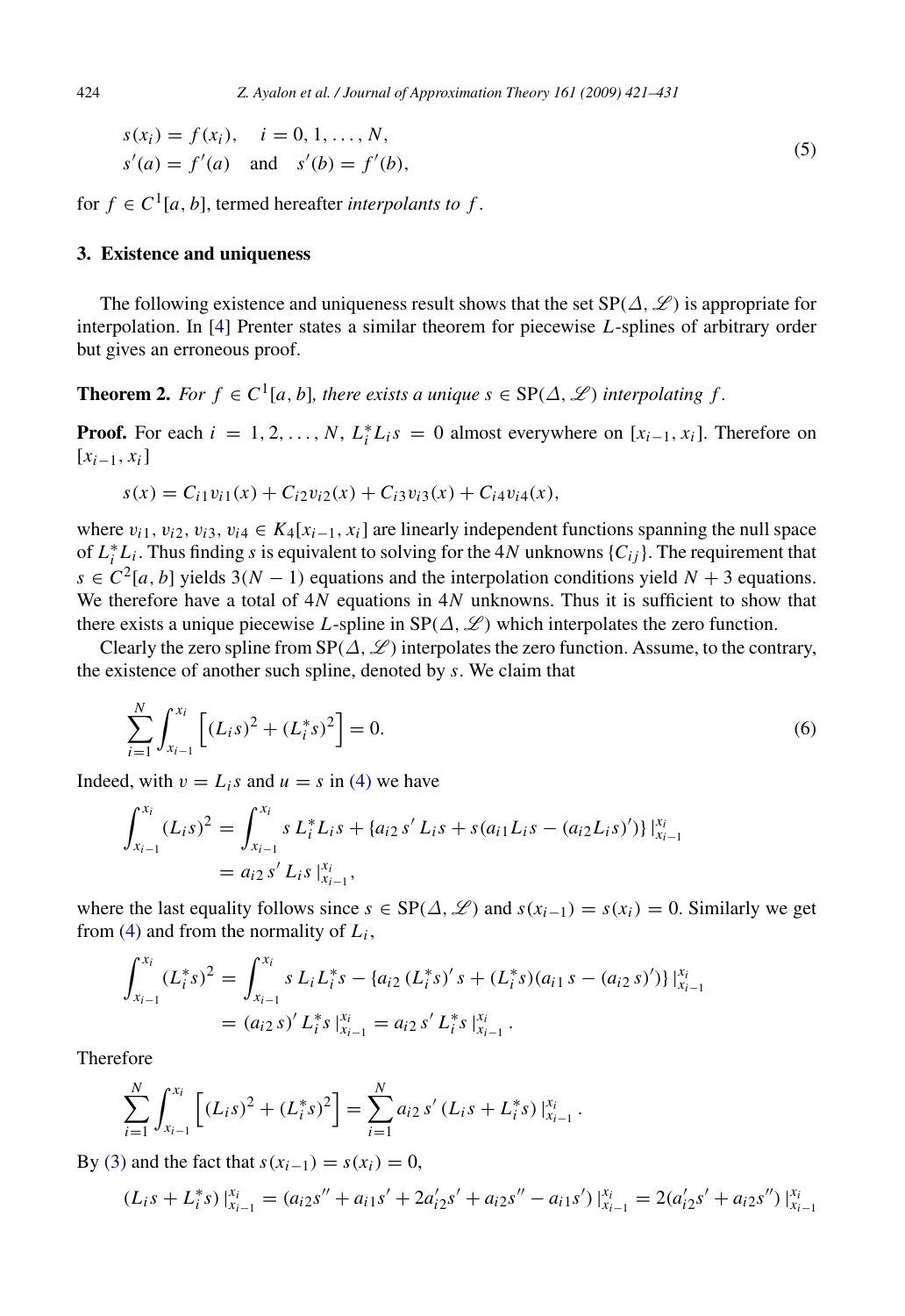$$
\begin{aligned}
&s(x_i) = f(x_i), \quad i = 0, 1, \ldots, N, \\
&s'(a) = f'(a) \quad \text{and} \quad s'(b) = f'(b),
\end{aligned}
\tag{5}
$$

for $f \in C^1[a, b]$, termed hereafter *interpolants to* $f$.

## 3. Existence and uniqueness

The following existence and uniqueness result shows that the set $\mathrm{SP}(\Delta, \mathscr{L})$ is appropriate for interpolation. In [4] Prenter states a similar theorem for piecewise $L$-splines of arbitrary order but gives an erroneous proof.

**Theorem 2.** *For $f \in C^1[a, b]$, there exists a unique $s \in \mathrm{SP}(\Delta, \mathscr{L})$ interpolating $f$.*

**Proof.** For each $i = 1, 2, \ldots, N$, $L_i^* L_i s = 0$ almost everywhere on $[x_{i-1}, x_i]$. Therefore on $[x_{i-1}, x_i]$

$$
s(x) = C_{i1} v_{i1}(x) + C_{i2} v_{i2}(x) + C_{i3} v_{i3}(x) + C_{i4} v_{i4}(x),
$$

where $v_{i1}, v_{i2}, v_{i3}, v_{i4} \in K_4[x_{i-1}, x_i]$ are linearly independent functions spanning the null space of $L_i^* L_i$. Thus finding $s$ is equivalent to solving for the $4N$ unknowns $\{C_{ij}\}$. The requirement that $s \in C^2[a, b]$ yields $3(N-1)$ equations and the interpolation conditions yield $N + 3$ equations. We therefore have a total of $4N$ equations in $4N$ unknowns. Thus it is sufficient to show that there exists a unique piecewise $L$-spline in $\mathrm{SP}(\Delta, \mathscr{L})$ which interpolates the zero function.

Clearly the zero spline from $\mathrm{SP}(\Delta, \mathscr{L})$ interpolates the zero function. Assume, to the contrary, the existence of another such spline, denoted by $s$. We claim that

$$
\sum_{i=1}^{N} \int_{x_{i-1}}^{x_i} \left[ (L_i s)^2 + (L_i^* s)^2 \right] = 0. \tag{6}
$$

Indeed, with $v = L_i s$ and $u = s$ in (4) we have

$$
\begin{aligned}
\int_{x_{i-1}}^{x_i} (L_i s)^2 &= \int_{x_{i-1}}^{x_i} s\, L_i^* L_i s + \{a_{i2}\, s'\, L_i s + s(a_{i1} L_i s - (a_{i2} L_i s)')\} \big|_{x_{i-1}}^{x_i} \\
&= a_{i2}\, s'\, L_i s \,\big|_{x_{i-1}}^{x_i},
\end{aligned}
$$

where the last equality follows since $s \in \mathrm{SP}(\Delta, \mathscr{L})$ and $s(x_{i-1}) = s(x_i) = 0$. Similarly we get from (4) and from the normality of $L_i$,

$$
\begin{aligned}
\int_{x_{i-1}}^{x_i} (L_i^* s)^2 &= \int_{x_{i-1}}^{x_i} s\, L_i L_i^* s - \{a_{i2}\, (L_i^* s)'\, s + (L_i^* s)(a_{i1}\, s - (a_{i2}\, s)')\} \big|_{x_{i-1}}^{x_i} \\
&= (a_{i2}\, s)'\, L_i^* s \,\big|_{x_{i-1}}^{x_i} = a_{i2}\, s'\, L_i^* s \,\big|_{x_{i-1}}^{x_i}.
\end{aligned}
$$

Therefore

$$
\sum_{i=1}^{N} \int_{x_{i-1}}^{x_i} \left[ (L_i s)^2 + (L_i^* s)^2 \right] = \sum_{i=1}^{N} a_{i2}\, s'\, (L_i s + L_i^* s) \,\big|_{x_{i-1}}^{x_i}.
$$

By (3) and the fact that $s(x_{i-1}) = s(x_i) = 0$,

$$
(L_i s + L_i^* s) \,\big|_{x_{i-1}}^{x_i} = (a_{i2} s'' + a_{i1} s' + 2a_{i2}' s' + a_{i2} s'' - a_{i1} s') \,\big|_{x_{i-1}}^{x_i} = 2(a_{i2}' s' + a_{i2} s'') \,\big|_{x_{i-1}}^{x_i}
$$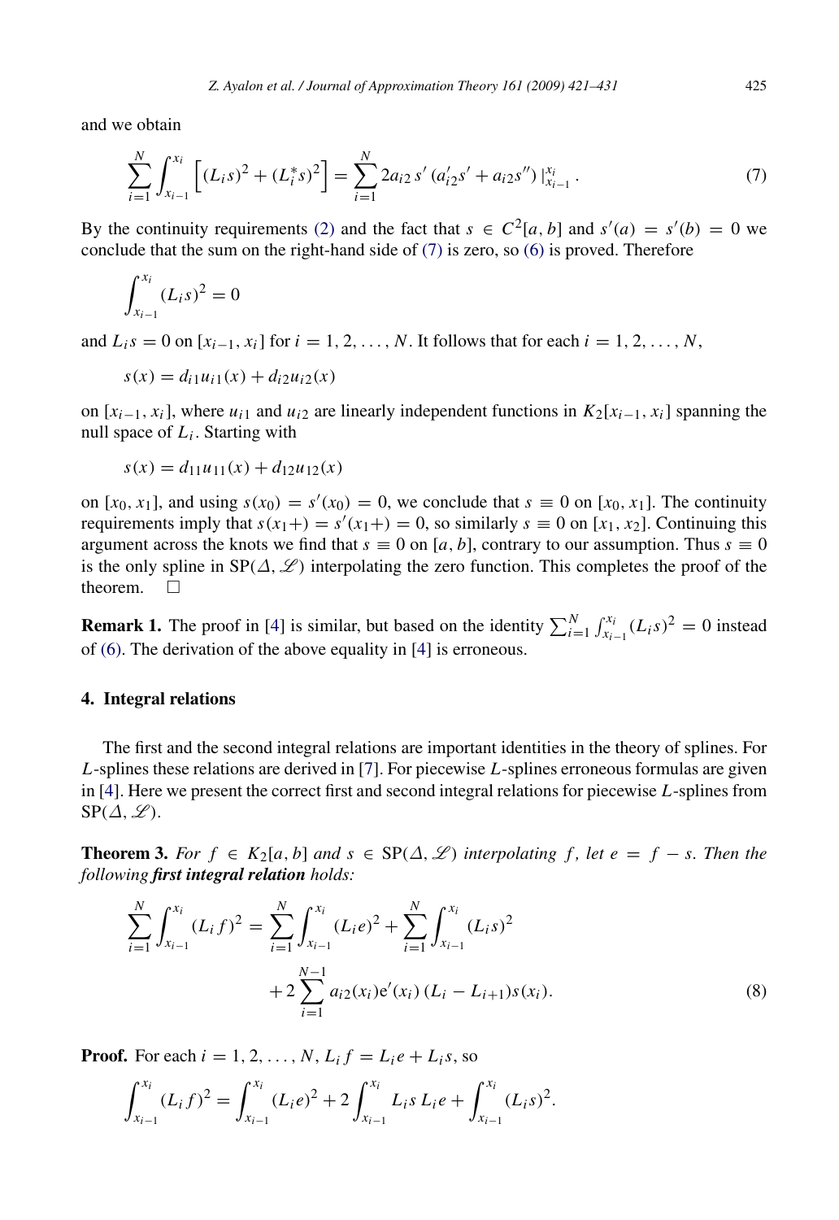and we obtain

$$\sum_{i=1}^{N} \int_{x_{i-1}}^{x_i} \left[ (L_i s)^2 + (L_i^* s)^2 \right] = \sum_{i=1}^{N} 2 a_{i2}\, s' \,(a_{i2}' s' + a_{i2} s'') \,|_{x_{i-1}}^{x_i}. \tag{7}$$

By the continuity requirements (2) and the fact that $s \in C^2[a, b]$ and $s'(a) = s'(b) = 0$ we conclude that the sum on the right-hand side of (7) is zero, so (6) is proved. Therefore

$$\int_{x_{i-1}}^{x_i} (L_i s)^2 = 0$$

and $L_i s = 0$ on $[x_{i-1}, x_i]$ for $i = 1, 2, \ldots, N$. It follows that for each $i = 1, 2, \ldots, N$,

$$s(x) = d_{i1} u_{i1}(x) + d_{i2} u_{i2}(x)$$

on $[x_{i-1}, x_i]$, where $u_{i1}$ and $u_{i2}$ are linearly independent functions in $K_2[x_{i-1}, x_i]$ spanning the null space of $L_i$. Starting with

$$s(x) = d_{11} u_{11}(x) + d_{12} u_{12}(x)$$

on $[x_0, x_1]$, and using $s(x_0) = s'(x_0) = 0$, we conclude that $s \equiv 0$ on $[x_0, x_1]$. The continuity requirements imply that $s(x_1+) = s'(x_1+) = 0$, so similarly $s \equiv 0$ on $[x_1, x_2]$. Continuing this argument across the knots we find that $s \equiv 0$ on $[a, b]$, contrary to our assumption. Thus $s \equiv 0$ is the only spline in $\mathrm{SP}(\Delta, \mathscr{L})$ interpolating the zero function. This completes the proof of the theorem. □

**Remark 1.** The proof in [4] is similar, but based on the identity $\sum_{i=1}^{N} \int_{x_{i-1}}^{x_i} (L_i s)^2 = 0$ instead of (6). The derivation of the above equality in [4] is erroneous.

## 4. Integral relations

The first and the second integral relations are important identities in the theory of splines. For $L$-splines these relations are derived in [7]. For piecewise $L$-splines erroneous formulas are given in [4]. Here we present the correct first and second integral relations for piecewise $L$-splines from $\mathrm{SP}(\Delta, \mathscr{L})$.

**Theorem 3.** *For $f \in K_2[a, b]$ and $s \in \mathrm{SP}(\Delta, \mathscr{L})$ interpolating $f$, let $e = f - s$. Then the following* ***first integral relation*** *holds:*

$$\sum_{i=1}^{N} \int_{x_{i-1}}^{x_i} (L_i f)^2 = \sum_{i=1}^{N} \int_{x_{i-1}}^{x_i} (L_i e)^2 + \sum_{i=1}^{N} \int_{x_{i-1}}^{x_i} (L_i s)^2 + 2 \sum_{i=1}^{N-1} a_{i2}(x_i) e'(x_i) \,(L_i - L_{i+1}) s(x_i). \tag{8}$$

**Proof.** For each $i = 1, 2, \ldots, N$, $L_i f = L_i e + L_i s$, so

$$\int_{x_{i-1}}^{x_i} (L_i f)^2 = \int_{x_{i-1}}^{x_i} (L_i e)^2 + 2 \int_{x_{i-1}}^{x_i} L_i s \, L_i e + \int_{x_{i-1}}^{x_i} (L_i s)^2.$$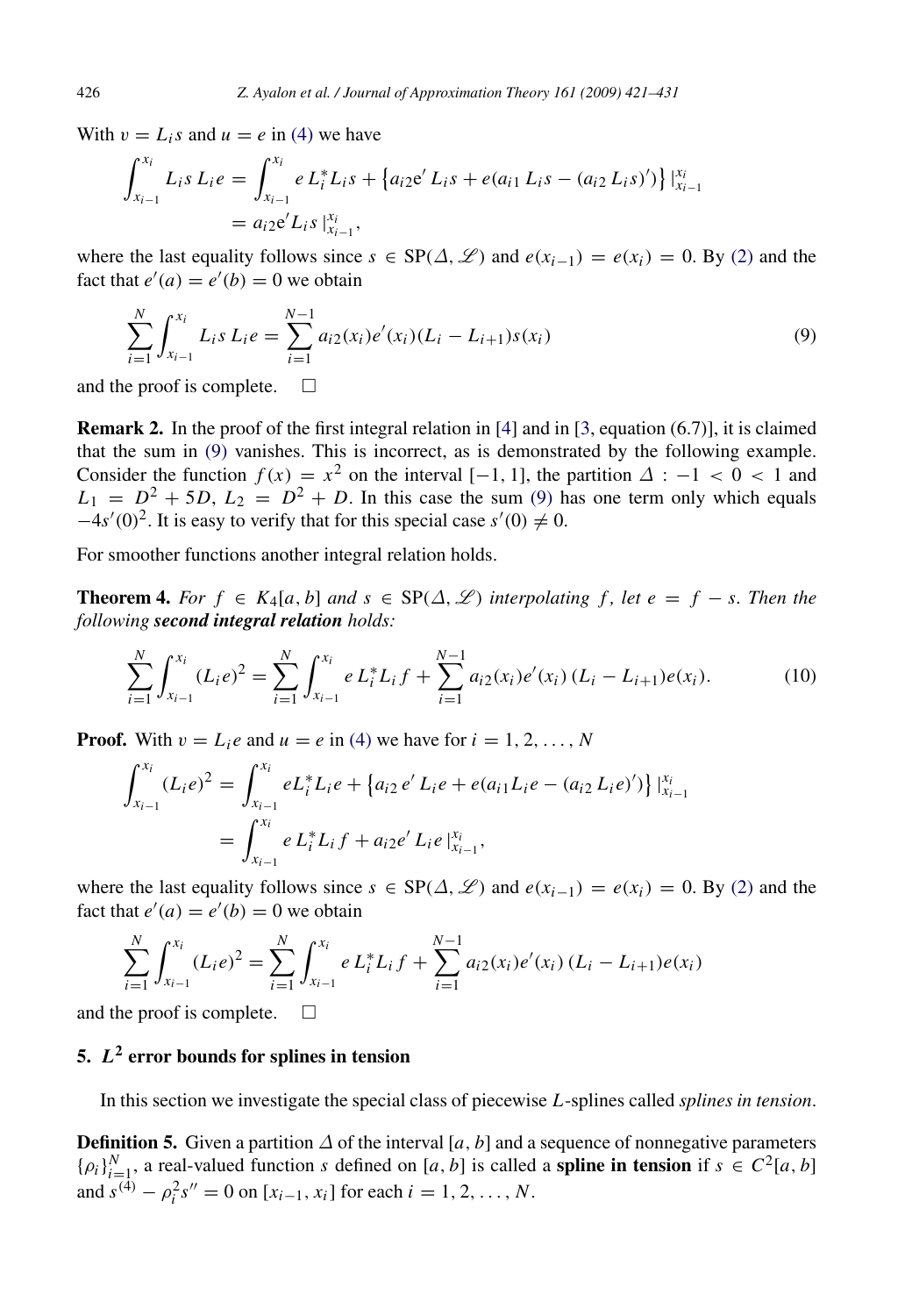With $v = L_i s$ and $u = e$ in (4) we have

$$
\begin{aligned}
\int_{x_{i-1}}^{x_i} L_i s \, L_i e &= \int_{x_{i-1}}^{x_i} e \, L_i^* L_i s + \left\{ a_{i2} e' \, L_i s + e(a_{i1} \, L_i s - (a_{i2} \, L_i s)') \right\} \Big|_{x_{i-1}}^{x_i} \\
&= a_{i2} e' L_i s \, \Big|_{x_{i-1}}^{x_i},
\end{aligned}
$$

where the last equality follows since $s \in \mathrm{SP}(\Delta, \mathscr{L})$ and $e(x_{i-1}) = e(x_i) = 0$. By (2) and the fact that $e'(a) = e'(b) = 0$ we obtain

$$
\sum_{i=1}^{N} \int_{x_{i-1}}^{x_i} L_i s \, L_i e = \sum_{i=1}^{N-1} a_{i2}(x_i) e'(x_i) (L_i - L_{i+1}) s(x_i) \tag{9}
$$

and the proof is complete. $\square$

**Remark 2.** In the proof of the first integral relation in [4] and in [3, equation (6.7)], it is claimed that the sum in (9) vanishes. This is incorrect, as is demonstrated by the following example. Consider the function $f(x) = x^2$ on the interval $[-1, 1]$, the partition $\Delta : -1 < 0 < 1$ and $L_1 = D^2 + 5D$, $L_2 = D^2 + D$. In this case the sum (9) has one term only which equals $-4s'(0)^2$. It is easy to verify that for this special case $s'(0) \neq 0$.

For smoother functions another integral relation holds.

**Theorem 4.** *For $f \in K_4[a, b]$ and $s \in \mathrm{SP}(\Delta, \mathscr{L})$ interpolating $f$, let $e = f - s$. Then the following* ***second integral relation*** *holds:*

$$
\sum_{i=1}^{N} \int_{x_{i-1}}^{x_i} (L_i e)^2 = \sum_{i=1}^{N} \int_{x_{i-1}}^{x_i} e \, L_i^* L_i f + \sum_{i=1}^{N-1} a_{i2}(x_i) e'(x_i) \, (L_i - L_{i+1}) e(x_i). \tag{10}
$$

**Proof.** With $v = L_i e$ and $u = e$ in (4) we have for $i = 1, 2, \ldots, N$

$$
\begin{aligned}
\int_{x_{i-1}}^{x_i} (L_i e)^2 &= \int_{x_{i-1}}^{x_i} e L_i^* L_i e + \left\{ a_{i2} \, e' \, L_i e + e(a_{i1} L_i e - (a_{i2} \, L_i e)') \right\} \Big|_{x_{i-1}}^{x_i} \\
&= \int_{x_{i-1}}^{x_i} e \, L_i^* L_i f + a_{i2} e' \, L_i e \, \Big|_{x_{i-1}}^{x_i},
\end{aligned}
$$

where the last equality follows since $s \in \mathrm{SP}(\Delta, \mathscr{L})$ and $e(x_{i-1}) = e(x_i) = 0$. By (2) and the fact that $e'(a) = e'(b) = 0$ we obtain

$$
\sum_{i=1}^{N} \int_{x_{i-1}}^{x_i} (L_i e)^2 = \sum_{i=1}^{N} \int_{x_{i-1}}^{x_i} e \, L_i^* L_i f + \sum_{i=1}^{N-1} a_{i2}(x_i) e'(x_i) \, (L_i - L_{i+1}) e(x_i)
$$

and the proof is complete. $\square$

## 5. $L^2$ error bounds for splines in tension

In this section we investigate the special class of piecewise $L$-splines called *splines in tension*.

**Definition 5.** Given a partition $\Delta$ of the interval $[a, b]$ and a sequence of nonnegative parameters $\{\rho_i\}_{i=1}^{N}$, a real-valued function $s$ defined on $[a, b]$ is called a **spline in tension** if $s \in C^2[a, b]$ and $s^{(4)} - \rho_i^2 s'' = 0$ on $[x_{i-1}, x_i]$ for each $i = 1, 2, \ldots, N$.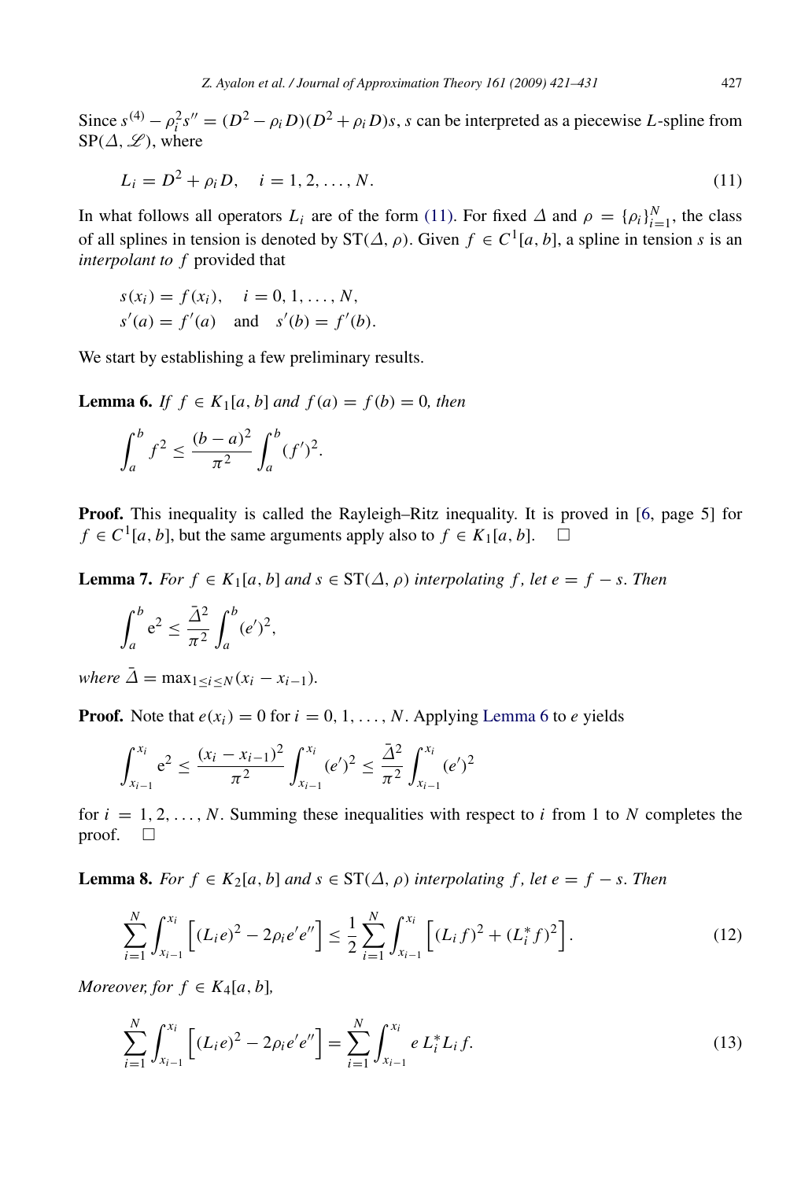Since $s^{(4)} - \rho_i^2 s'' = (D^2 - \rho_i D)(D^2 + \rho_i D)s$, $s$ can be interpreted as a piecewise $L$-spline from $\mathrm{SP}(\Delta, \mathscr{L})$, where

$$L_i = D^2 + \rho_i D, \quad i = 1, 2, \ldots, N. \tag{11}$$

In what follows all operators $L_i$ are of the form (11). For fixed $\Delta$ and $\rho = \{\rho_i\}_{i=1}^N$, the class of all splines in tension is denoted by $\mathrm{ST}(\Delta, \rho)$. Given $f \in C^1[a, b]$, a spline in tension $s$ is an *interpolant to* $f$ provided that

$$s(x_i) = f(x_i), \quad i = 0, 1, \ldots, N,$$
$$s'(a) = f'(a) \quad \text{and} \quad s'(b) = f'(b).$$

We start by establishing a few preliminary results.

**Lemma 6.** *If $f \in K_1[a, b]$ and $f(a) = f(b) = 0$, then*

$$\int_a^b f^2 \le \frac{(b-a)^2}{\pi^2} \int_a^b (f')^2.$$

**Proof.** This inequality is called the Rayleigh–Ritz inequality. It is proved in [6, page 5] for $f \in C^1[a, b]$, but the same arguments apply also to $f \in K_1[a, b]$. $\square$

**Lemma 7.** *For $f \in K_1[a, b]$ and $s \in \mathrm{ST}(\Delta, \rho)$ interpolating $f$, let $e = f - s$. Then*

$$\int_a^b e^2 \le \frac{\bar{\Delta}^2}{\pi^2} \int_a^b (e')^2,$$

*where $\bar{\Delta} = \max_{1 \le i \le N}(x_i - x_{i-1})$.*

**Proof.** Note that $e(x_i) = 0$ for $i = 0, 1, \ldots, N$. Applying Lemma 6 to $e$ yields

$$\int_{x_{i-1}}^{x_i} e^2 \le \frac{(x_i - x_{i-1})^2}{\pi^2} \int_{x_{i-1}}^{x_i} (e')^2 \le \frac{\bar{\Delta}^2}{\pi^2} \int_{x_{i-1}}^{x_i} (e')^2$$

for $i = 1, 2, \ldots, N$. Summing these inequalities with respect to $i$ from 1 to $N$ completes the proof. $\square$

**Lemma 8.** *For $f \in K_2[a, b]$ and $s \in \mathrm{ST}(\Delta, \rho)$ interpolating $f$, let $e = f - s$. Then*

$$\sum_{i=1}^N \int_{x_{i-1}}^{x_i} \left[ (L_i e)^2 - 2\rho_i e' e'' \right] \le \frac{1}{2} \sum_{i=1}^N \int_{x_{i-1}}^{x_i} \left[ (L_i f)^2 + (L_i^* f)^2 \right]. \tag{12}$$

*Moreover, for $f \in K_4[a, b]$,*

$$\sum_{i=1}^N \int_{x_{i-1}}^{x_i} \left[ (L_i e)^2 - 2\rho_i e' e'' \right] = \sum_{i=1}^N \int_{x_{i-1}}^{x_i} e\, L_i^* L_i f. \tag{13}$$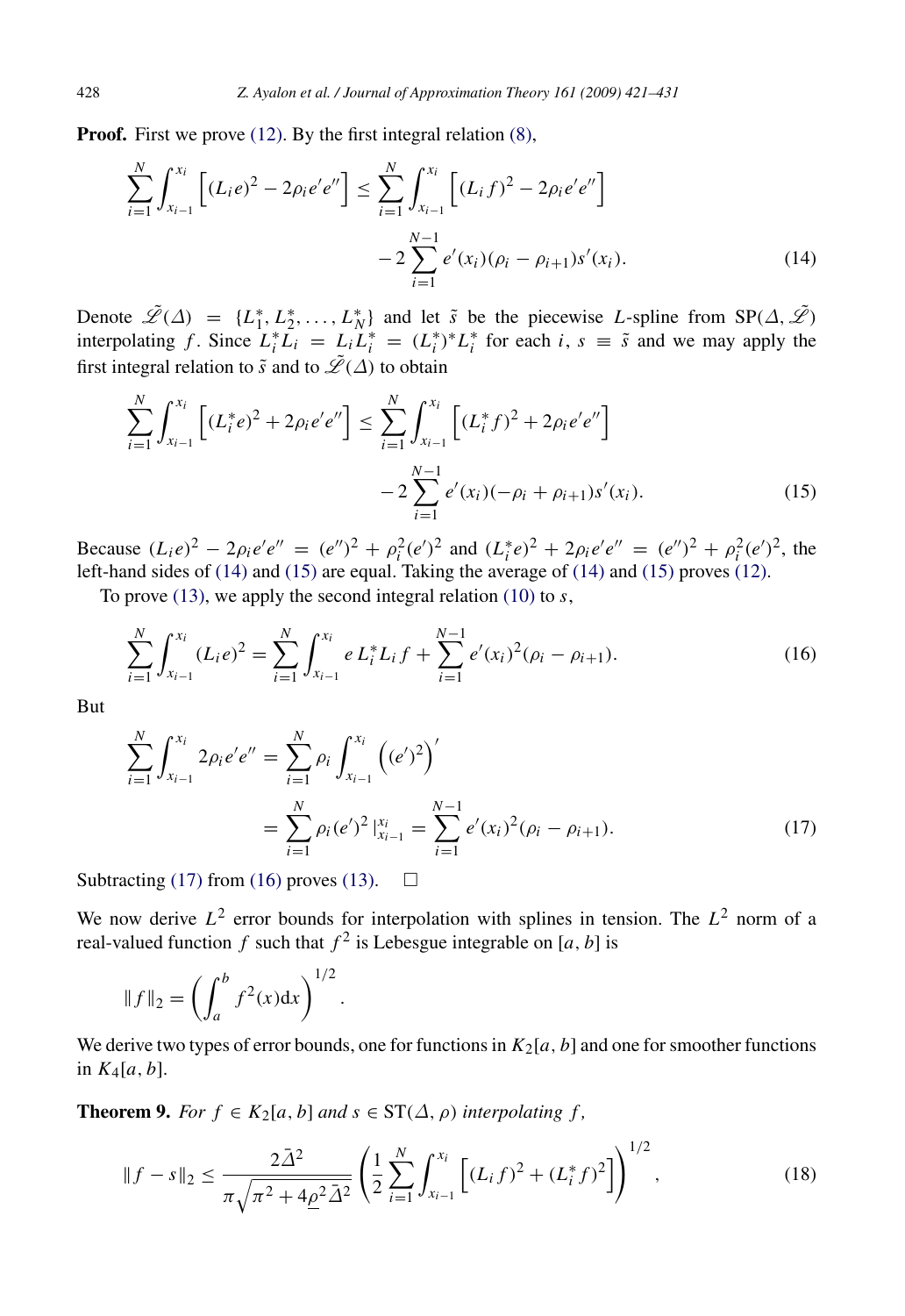**Proof.** First we prove (12). By the first integral relation (8),

$$\sum_{i=1}^{N} \int_{x_{i-1}}^{x_i} \left[ (L_i e)^2 - 2\rho_i e' e'' \right] \leq \sum_{i=1}^{N} \int_{x_{i-1}}^{x_i} \left[ (L_i f)^2 - 2\rho_i e' e'' \right] - 2 \sum_{i=1}^{N-1} e'(x_i)(\rho_i - \rho_{i+1}) s'(x_i). \tag{14}$$

Denote $\tilde{\mathscr{L}}(\Delta) = \{L_1^*, L_2^*, \ldots, L_N^*\}$ and let $\tilde{s}$ be the piecewise $L$-spline from $\mathrm{SP}(\Delta, \tilde{\mathscr{L}})$ interpolating $f$. Since $L_i^* L_i = L_i L_i^* = (L_i^*)^* L_i^*$ for each $i$, $s \equiv \tilde{s}$ and we may apply the first integral relation to $\tilde{s}$ and to $\tilde{\mathscr{L}}(\Delta)$ to obtain

$$\sum_{i=1}^{N} \int_{x_{i-1}}^{x_i} \left[ (L_i^* e)^2 + 2\rho_i e' e'' \right] \leq \sum_{i=1}^{N} \int_{x_{i-1}}^{x_i} \left[ (L_i^* f)^2 + 2\rho_i e' e'' \right] - 2 \sum_{i=1}^{N-1} e'(x_i)(-\rho_i + \rho_{i+1}) s'(x_i). \tag{15}$$

Because $(L_i e)^2 - 2\rho_i e' e'' = (e'')^2 + \rho_i^2 (e')^2$ and $(L_i^* e)^2 + 2\rho_i e' e'' = (e'')^2 + \rho_i^2 (e')^2$, the left-hand sides of (14) and (15) are equal. Taking the average of (14) and (15) proves (12).

To prove (13), we apply the second integral relation (10) to $s$,

$$\sum_{i=1}^{N} \int_{x_{i-1}}^{x_i} (L_i e)^2 = \sum_{i=1}^{N} \int_{x_{i-1}}^{x_i} e\, L_i^* L_i f + \sum_{i=1}^{N-1} e'(x_i)^2 (\rho_i - \rho_{i+1}). \tag{16}$$

But

$$\sum_{i=1}^{N} \int_{x_{i-1}}^{x_i} 2\rho_i e' e'' = \sum_{i=1}^{N} \rho_i \int_{x_{i-1}}^{x_i} \left( (e')^2 \right)' = \sum_{i=1}^{N} \rho_i (e')^2 \big|_{x_{i-1}}^{x_i} = \sum_{i=1}^{N-1} e'(x_i)^2 (\rho_i - \rho_{i+1}). \tag{17}$$

Subtracting (17) from (16) proves (13). $\square$

We now derive $L^2$ error bounds for interpolation with splines in tension. The $L^2$ norm of a real-valued function $f$ such that $f^2$ is Lebesgue integrable on $[a, b]$ is

$$\|f\|_2 = \left( \int_a^b f^2(x) \mathrm{d}x \right)^{1/2}.$$

We derive two types of error bounds, one for functions in $K_2[a, b]$ and one for smoother functions in $K_4[a, b]$.

**Theorem 9.** *For $f \in K_2[a, b]$ and $s \in \mathrm{ST}(\Delta, \rho)$ interpolating $f$,*

$$\|f - s\|_2 \leq \frac{2\bar{\Delta}^2}{\pi \sqrt{\pi^2 + 4\underline{\rho}^2 \bar{\Delta}^2}} \left( \frac{1}{2} \sum_{i=1}^{N} \int_{x_{i-1}}^{x_i} \left[ (L_i f)^2 + (L_i^* f)^2 \right] \right)^{1/2}, \tag{18}$$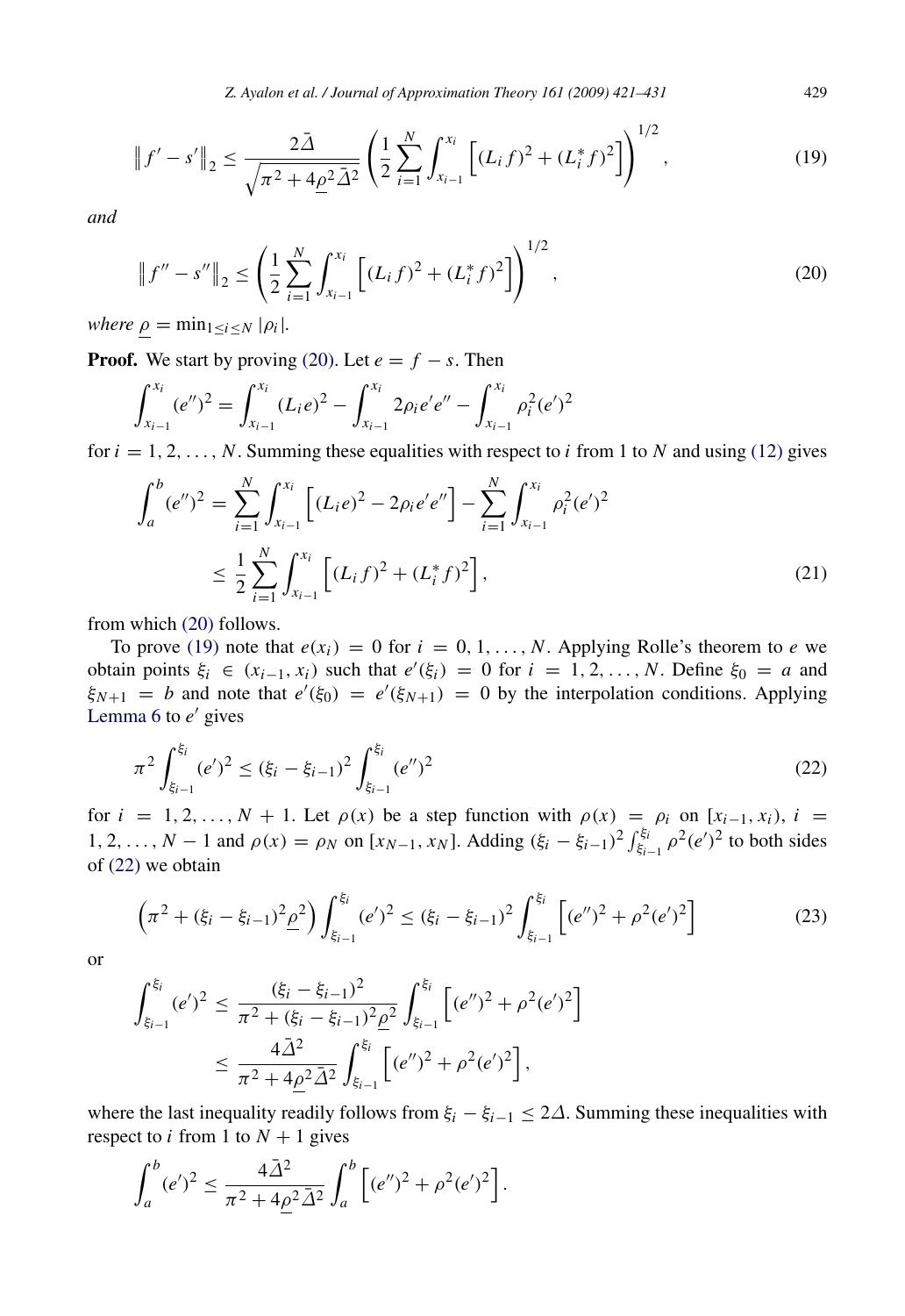$$\left\| f' - s' \right\|_2 \le \frac{2\bar{\Delta}}{\sqrt{\pi^2 + 4\underline{\rho}^2 \bar{\Delta}^2}} \left( \frac{1}{2} \sum_{i=1}^{N} \int_{x_{i-1}}^{x_i} \left[ (L_i f)^2 + (L_i^* f)^2 \right] \right)^{1/2}, \tag{19}$$

*and*

$$\left\| f'' - s'' \right\|_2 \le \left( \frac{1}{2} \sum_{i=1}^{N} \int_{x_{i-1}}^{x_i} \left[ (L_i f)^2 + (L_i^* f)^2 \right] \right)^{1/2}, \tag{20}$$

*where* $\underline{\rho} = \min_{1 \le i \le N} |\rho_i|$.

**Proof.** We start by proving (20). Let $e = f - s$. Then

$$\int_{x_{i-1}}^{x_i} (e'')^2 = \int_{x_{i-1}}^{x_i} (L_i e)^2 - \int_{x_{i-1}}^{x_i} 2\rho_i e' e'' - \int_{x_{i-1}}^{x_i} \rho_i^2 (e')^2$$

for $i = 1, 2, \ldots, N$. Summing these equalities with respect to $i$ from 1 to $N$ and using (12) gives

$$\begin{aligned}
\int_a^b (e'')^2 &= \sum_{i=1}^{N} \int_{x_{i-1}}^{x_i} \left[ (L_i e)^2 - 2\rho_i e' e'' \right] - \sum_{i=1}^{N} \int_{x_{i-1}}^{x_i} \rho_i^2 (e')^2 \\
&\le \frac{1}{2} \sum_{i=1}^{N} \int_{x_{i-1}}^{x_i} \left[ (L_i f)^2 + (L_i^* f)^2 \right],
\end{aligned} \tag{21}$$

from which (20) follows.

To prove (19) note that $e(x_i) = 0$ for $i = 0, 1, \ldots, N$. Applying Rolle's theorem to $e$ we obtain points $\xi_i \in (x_{i-1}, x_i)$ such that $e'(\xi_i) = 0$ for $i = 1, 2, \ldots, N$. Define $\xi_0 = a$ and $\xi_{N+1} = b$ and note that $e'(\xi_0) = e'(\xi_{N+1}) = 0$ by the interpolation conditions. Applying Lemma 6 to $e'$ gives

$$\pi^2 \int_{\xi_{i-1}}^{\xi_i} (e')^2 \le (\xi_i - \xi_{i-1})^2 \int_{\xi_{i-1}}^{\xi_i} (e'')^2 \tag{22}$$

for $i = 1, 2, \ldots, N+1$. Let $\rho(x)$ be a step function with $\rho(x) = \rho_i$ on $[x_{i-1}, x_i)$, $i = 1, 2, \ldots, N-1$ and $\rho(x) = \rho_N$ on $[x_{N-1}, x_N]$. Adding $(\xi_i - \xi_{i-1})^2 \int_{\xi_{i-1}}^{\xi_i} \rho^2 (e')^2$ to both sides of (22) we obtain

$$\left( \pi^2 + (\xi_i - \xi_{i-1})^2 \underline{\rho}^2 \right) \int_{\xi_{i-1}}^{\xi_i} (e')^2 \le (\xi_i - \xi_{i-1})^2 \int_{\xi_{i-1}}^{\xi_i} \left[ (e'')^2 + \rho^2 (e')^2 \right] \tag{23}$$

or

$$\begin{aligned}
\int_{\xi_{i-1}}^{\xi_i} (e')^2 &\le \frac{(\xi_i - \xi_{i-1})^2}{\pi^2 + (\xi_i - \xi_{i-1})^2 \underline{\rho}^2} \int_{\xi_{i-1}}^{\xi_i} \left[ (e'')^2 + \rho^2 (e')^2 \right] \\
&\le \frac{4\bar{\Delta}^2}{\pi^2 + 4\underline{\rho}^2 \bar{\Delta}^2} \int_{\xi_{i-1}}^{\xi_i} \left[ (e'')^2 + \rho^2 (e')^2 \right],
\end{aligned}$$

where the last inequality readily follows from $\xi_i - \xi_{i-1} \le 2\Delta$. Summing these inequalities with respect to $i$ from 1 to $N+1$ gives

$$\int_a^b (e')^2 \le \frac{4\bar{\Delta}^2}{\pi^2 + 4\underline{\rho}^2 \bar{\Delta}^2} \int_a^b \left[ (e'')^2 + \rho^2 (e')^2 \right].$$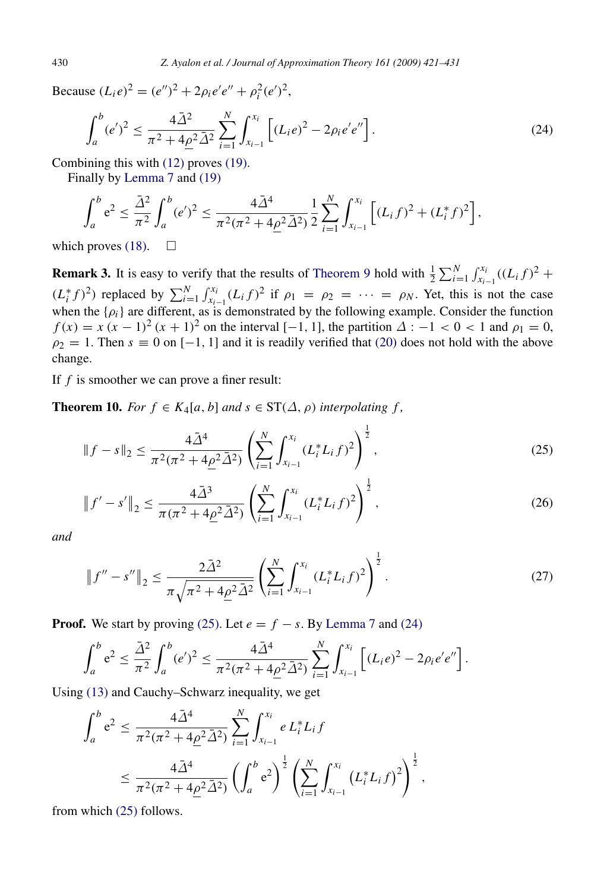Because $(L_i e)^2 = (e'')^2 + 2\rho_i e' e'' + \rho_i^2 (e')^2$,

$$\int_a^b (e')^2 \le \frac{4\bar{\Delta}^2}{\pi^2 + 4\underline{\rho}^2 \bar{\Delta}^2} \sum_{i=1}^N \int_{x_{i-1}}^{x_i} \left[ (L_i e)^2 - 2\rho_i e' e'' \right]. \tag{24}$$

Combining this with (12) proves (19).

Finally by Lemma 7 and (19)

$$\int_a^b \mathrm{e}^2 \le \frac{\bar{\Delta}^2}{\pi^2} \int_a^b (e')^2 \le \frac{4\bar{\Delta}^4}{\pi^2(\pi^2 + 4\underline{\rho}^2 \bar{\Delta}^2)} \frac{1}{2} \sum_{i=1}^N \int_{x_{i-1}}^{x_i} \left[ (L_i f)^2 + (L_i^* f)^2 \right],$$

which proves (18). □

**Remark 3.** It is easy to verify that the results of Theorem 9 hold with $\frac{1}{2}\sum_{i=1}^N \int_{x_{i-1}}^{x_i} ((L_i f)^2 + (L_i^* f)^2)$ replaced by $\sum_{i=1}^N \int_{x_{i-1}}^{x_i} (L_i f)^2$ if $\rho_1 = \rho_2 = \cdots = \rho_N$. Yet, this is not the case when the $\{\rho_i\}$ are different, as is demonstrated by the following example. Consider the function $f(x) = x\,(x-1)^2\,(x+1)^2$ on the interval $[-1, 1]$, the partition $\Delta : -1 < 0 < 1$ and $\rho_1 = 0$, $\rho_2 = 1$. Then $s \equiv 0$ on $[-1, 1]$ and it is readily verified that (20) does not hold with the above change.

If $f$ is smoother we can prove a finer result:

**Theorem 10.** *For $f \in K_4[a, b]$ and $s \in \mathrm{ST}(\Delta, \rho)$ interpolating $f$,*

$$\|f - s\|_2 \le \frac{4\bar{\Delta}^4}{\pi^2(\pi^2 + 4\underline{\rho}^2 \bar{\Delta}^2)} \left( \sum_{i=1}^N \int_{x_{i-1}}^{x_i} (L_i^* L_i f)^2 \right)^{\frac{1}{2}}, \tag{25}$$

$$\|f' - s'\|_2 \le \frac{4\bar{\Delta}^3}{\pi(\pi^2 + 4\underline{\rho}^2 \bar{\Delta}^2)} \left( \sum_{i=1}^N \int_{x_{i-1}}^{x_i} (L_i^* L_i f)^2 \right)^{\frac{1}{2}}, \tag{26}$$

*and*

$$\|f'' - s''\|_2 \le \frac{2\bar{\Delta}^2}{\pi\sqrt{\pi^2 + 4\underline{\rho}^2 \bar{\Delta}^2}} \left( \sum_{i=1}^N \int_{x_{i-1}}^{x_i} (L_i^* L_i f)^2 \right)^{\frac{1}{2}}. \tag{27}$$

**Proof.** We start by proving (25). Let $e = f - s$. By Lemma 7 and (24)

$$\int_a^b \mathrm{e}^2 \le \frac{\bar{\Delta}^2}{\pi^2} \int_a^b (e')^2 \le \frac{4\bar{\Delta}^4}{\pi^2(\pi^2 + 4\underline{\rho}^2 \bar{\Delta}^2)} \sum_{i=1}^N \int_{x_{i-1}}^{x_i} \left[ (L_i e)^2 - 2\rho_i e' e'' \right].$$

Using (13) and Cauchy–Schwarz inequality, we get

$$\begin{aligned}
\int_a^b \mathrm{e}^2 &\le \frac{4\bar{\Delta}^4}{\pi^2(\pi^2 + 4\underline{\rho}^2 \bar{\Delta}^2)} \sum_{i=1}^N \int_{x_{i-1}}^{x_i} e\, L_i^* L_i f \\
&\le \frac{4\bar{\Delta}^4}{\pi^2(\pi^2 + 4\underline{\rho}^2 \bar{\Delta}^2)} \left( \int_a^b \mathrm{e}^2 \right)^{\frac{1}{2}} \left( \sum_{i=1}^N \int_{x_{i-1}}^{x_i} \left( L_i^* L_i f \right)^2 \right)^{\frac{1}{2}},
\end{aligned}$$

from which (25) follows.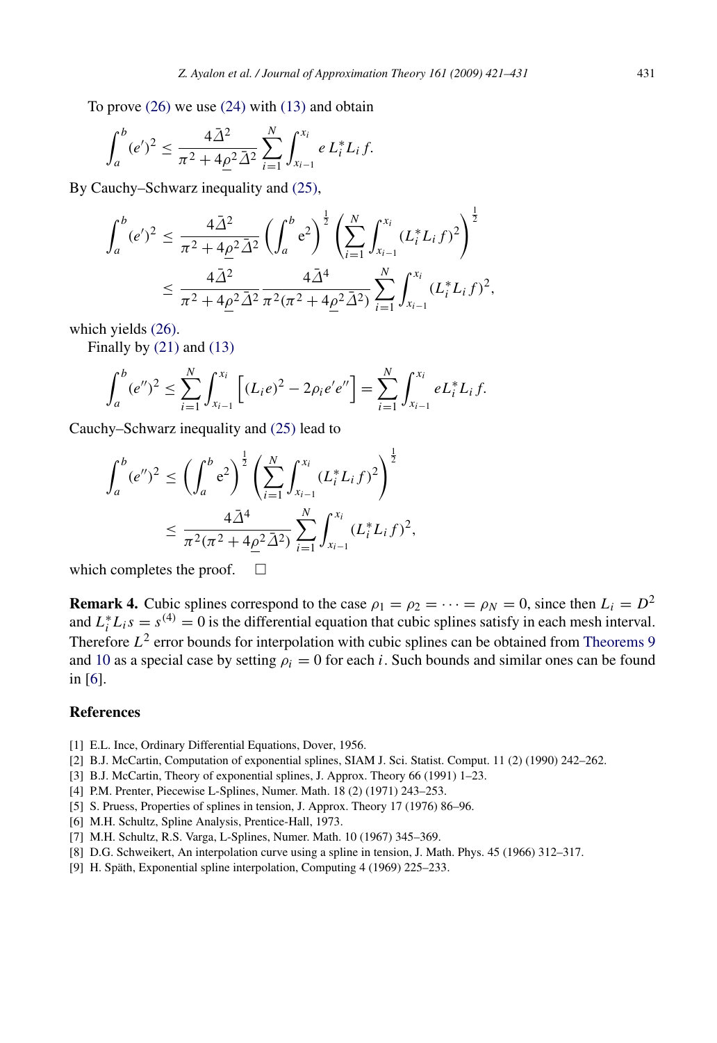To prove (26) we use (24) with (13) and obtain

$$\int_a^b (e')^2 \le \frac{4\bar{\Delta}^2}{\pi^2 + 4\underline{\rho}^2 \bar{\Delta}^2} \sum_{i=1}^N \int_{x_{i-1}}^{x_i} e\, L_i^* L_i f.$$

By Cauchy–Schwarz inequality and (25),

$$\begin{aligned}
\int_a^b (e')^2 &\le \frac{4\bar{\Delta}^2}{\pi^2 + 4\underline{\rho}^2 \bar{\Delta}^2} \left( \int_a^b e^2 \right)^{\frac{1}{2}} \left( \sum_{i=1}^N \int_{x_{i-1}}^{x_i} (L_i^* L_i f)^2 \right)^{\frac{1}{2}} \\
&\le \frac{4\bar{\Delta}^2}{\pi^2 + 4\underline{\rho}^2 \bar{\Delta}^2} \frac{4\bar{\Delta}^4}{\pi^2(\pi^2 + 4\underline{\rho}^2 \bar{\Delta}^2)} \sum_{i=1}^N \int_{x_{i-1}}^{x_i} (L_i^* L_i f)^2,
\end{aligned}$$

which yields (26).

Finally by (21) and (13)

$$\int_a^b (e'')^2 \le \sum_{i=1}^N \int_{x_{i-1}}^{x_i} \left[ (L_i e)^2 - 2\rho_i e' e'' \right] = \sum_{i=1}^N \int_{x_{i-1}}^{x_i} e L_i^* L_i f.$$

Cauchy–Schwarz inequality and (25) lead to

$$\begin{aligned}
\int_a^b (e'')^2 &\le \left( \int_a^b e^2 \right)^{\frac{1}{2}} \left( \sum_{i=1}^N \int_{x_{i-1}}^{x_i} (L_i^* L_i f)^2 \right)^{\frac{1}{2}} \\
&\le \frac{4\bar{\Delta}^4}{\pi^2(\pi^2 + 4\underline{\rho}^2 \bar{\Delta}^2)} \sum_{i=1}^N \int_{x_{i-1}}^{x_i} (L_i^* L_i f)^2,
\end{aligned}$$

which completes the proof. □

**Remark 4.** Cubic splines correspond to the case $\rho_1 = \rho_2 = \cdots = \rho_N = 0$, since then $L_i = D^2$ and $L_i^* L_i s = s^{(4)} = 0$ is the differential equation that cubic splines satisfy in each mesh interval. Therefore $L^2$ error bounds for interpolation with cubic splines can be obtained from Theorems 9 and 10 as a special case by setting $\rho_i = 0$ for each $i$. Such bounds and similar ones can be found in [6].

## References

[1] E.L. Ince, Ordinary Differential Equations, Dover, 1956.

[2] B.J. McCartin, Computation of exponential splines, SIAM J. Sci. Statist. Comput. 11 (2) (1990) 242–262.

[3] B.J. McCartin, Theory of exponential splines, J. Approx. Theory 66 (1991) 1–23.

[4] P.M. Prenter, Piecewise L-Splines, Numer. Math. 18 (2) (1971) 243–253.

[5] S. Pruess, Properties of splines in tension, J. Approx. Theory 17 (1976) 86–96.

[6] M.H. Schultz, Spline Analysis, Prentice-Hall, 1973.

[7] M.H. Schultz, R.S. Varga, L-Splines, Numer. Math. 10 (1967) 345–369.

[8] D.G. Schweikert, An interpolation curve using a spline in tension, J. Math. Phys. 45 (1966) 312–317.

[9] H. Späth, Exponential spline interpolation, Computing 4 (1969) 225–233.